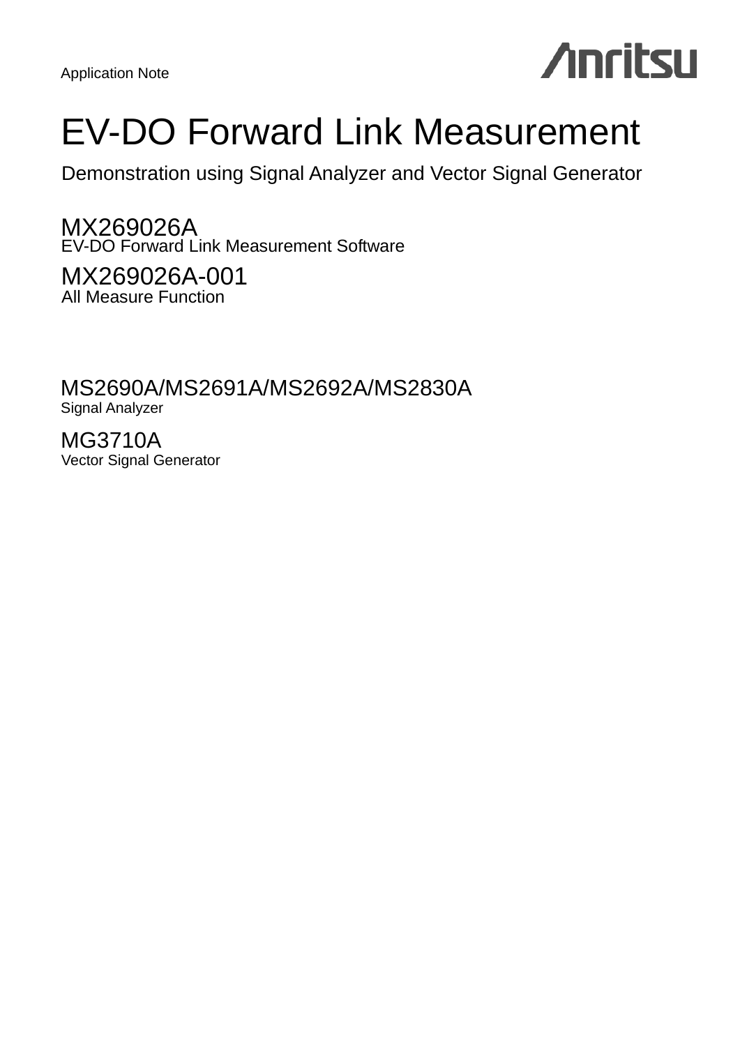Application Note

Anritsu

# EV-DO Forward Link Measurement

Demonstration using Signal Analyzer and Vector Signal Generator

MX269026A
EV-DO Forward Link Measurement Software

MX269026A-001
All Measure Function

MS2690A/MS2691A/MS2692A/MS2830A
Signal Analyzer

MG3710A
Vector Signal Generator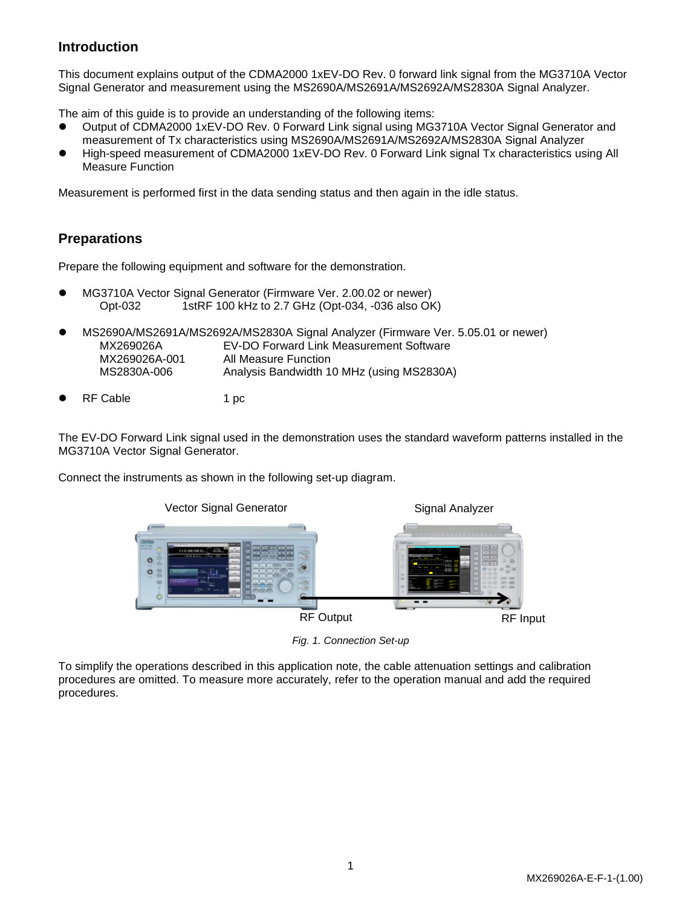## Introduction

This document explains output of the CDMA2000 1xEV-DO Rev. 0 forward link signal from the MG3710A Vector Signal Generator and measurement using the MS2690A/MS2691A/MS2692A/MS2830A Signal Analyzer.

The aim of this guide is to provide an understanding of the following items:

- Output of CDMA2000 1xEV-DO Rev. 0 Forward Link signal using MG3710A Vector Signal Generator and measurement of Tx characteristics using MS2690A/MS2691A/MS2692A/MS2830A Signal Analyzer
- High-speed measurement of CDMA2000 1xEV-DO Rev. 0 Forward Link signal Tx characteristics using All Measure Function

Measurement is performed first in the data sending status and then again in the idle status.

## Preparations

Prepare the following equipment and software for the demonstration.

- MG3710A Vector Signal Generator (Firmware Ver. 2.00.02 or newer)
  - Opt-032 1stRF 100 kHz to 2.7 GHz (Opt-034, -036 also OK)
- MS2690A/MS2691A/MS2692A/MS2830A Signal Analyzer (Firmware Ver. 5.05.01 or newer)
  - MX269026A EV-DO Forward Link Measurement Software
  - MX269026A-001 All Measure Function
  - MS2830A-006 Analysis Bandwidth 10 MHz (using MS2830A)
- RF Cable 1 pc

The EV-DO Forward Link signal used in the demonstration uses the standard waveform patterns installed in the MG3710A Vector Signal Generator.

Connect the instruments as shown in the following set-up diagram.

Vector Signal Generator — Signal Analyzer

RF Output — RF Input

*Fig. 1. Connection Set-up*

To simplify the operations described in this application note, the cable attenuation settings and calibration procedures are omitted. To measure more accurately, refer to the operation manual and add the required procedures.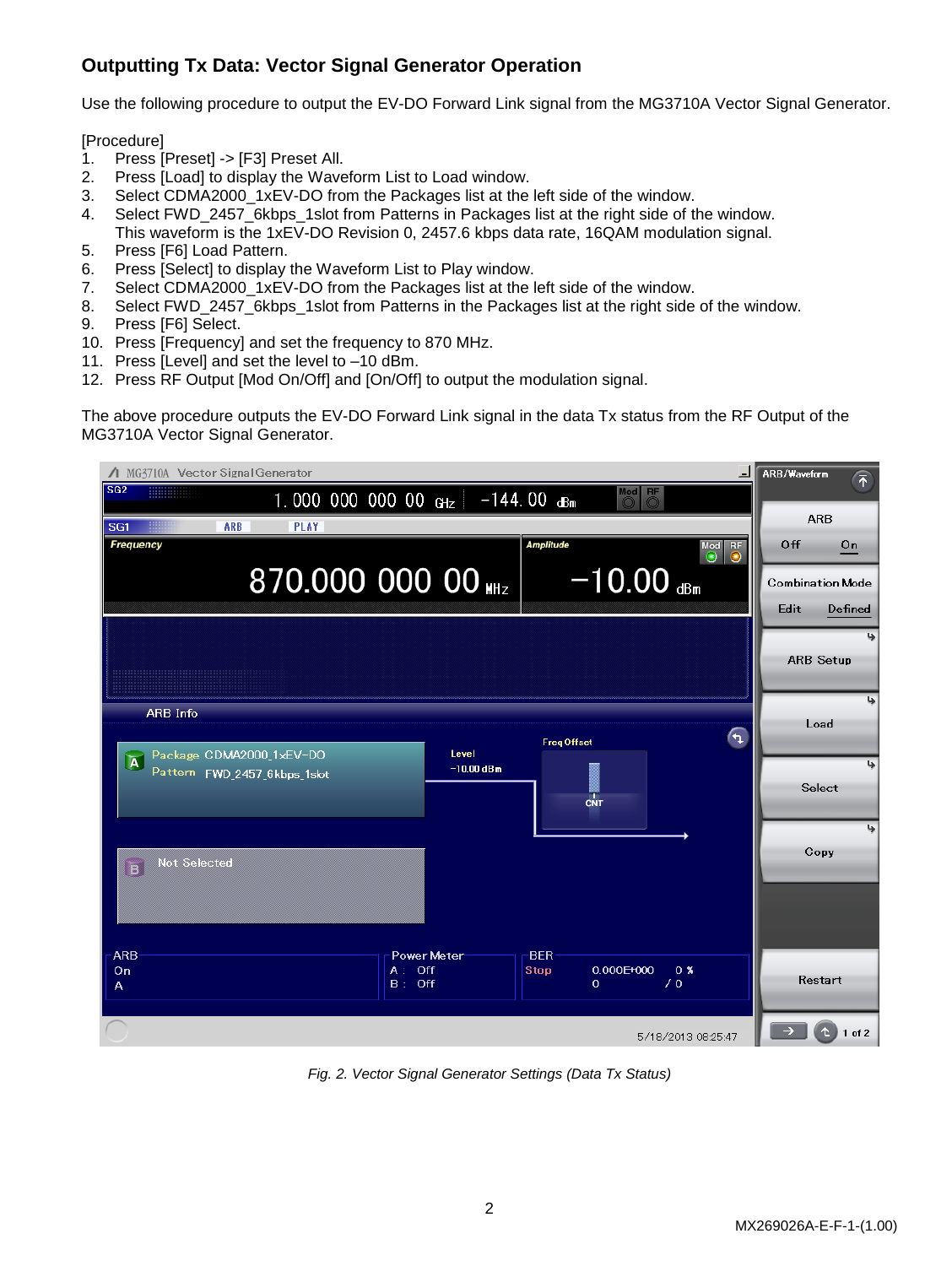## Outputting Tx Data: Vector Signal Generator Operation

Use the following procedure to output the EV-DO Forward Link signal from the MG3710A Vector Signal Generator.

[Procedure]

1. Press [Preset] -> [F3] Preset All.
2. Press [Load] to display the Waveform List to Load window.
3. Select CDMA2000_1xEV-DO from the Packages list at the left side of the window.
4. Select FWD_2457_6kbps_1slot from Patterns in Packages list at the right side of the window.
   This waveform is the 1xEV-DO Revision 0, 2457.6 kbps data rate, 16QAM modulation signal.
5. Press [F6] Load Pattern.
6. Press [Select] to display the Waveform List to Play window.
7. Select CDMA2000_1xEV-DO from the Packages list at the left side of the window.
8. Select FWD_2457_6kbps_1slot from Patterns in the Packages list at the right side of the window.
9. Press [F6] Select.
10. Press [Frequency] and set the frequency to 870 MHz.
11. Press [Level] and set the level to –10 dBm.
12. Press RF Output [Mod On/Off] and [On/Off] to output the modulation signal.

The above procedure outputs the EV-DO Forward Link signal in the data Tx status from the RF Output of the MG3710A Vector Signal Generator.

*Fig. 2. Vector Signal Generator Settings (Data Tx Status)*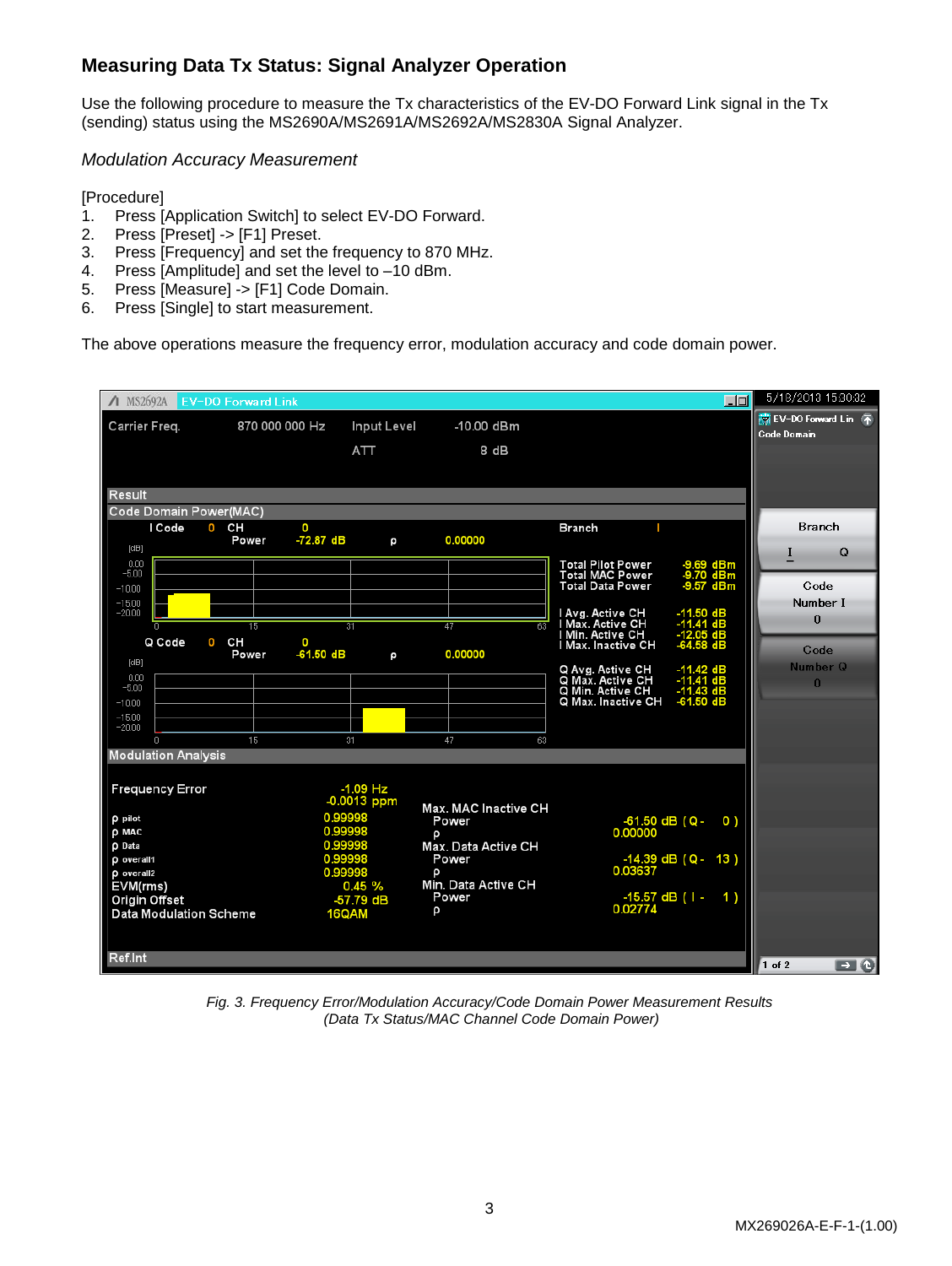## Measuring Data Tx Status: Signal Analyzer Operation

Use the following procedure to measure the Tx characteristics of the EV-DO Forward Link signal in the Tx (sending) status using the MS2690A/MS2691A/MS2692A/MS2830A Signal Analyzer.

### *Modulation Accuracy Measurement*

[Procedure]

1. Press [Application Switch] to select EV-DO Forward.
2. Press [Preset] -> [F1] Preset.
3. Press [Frequency] and set the frequency to 870 MHz.
4. Press [Amplitude] and set the level to –10 dBm.
5. Press [Measure] -> [F1] Code Domain.
6. Press [Single] to start measurement.

The above operations measure the frequency error, modulation accuracy and code domain power.

*Fig. 3. Frequency Error/Modulation Accuracy/Code Domain Power Measurement Results (Data Tx Status/MAC Channel Code Domain Power)*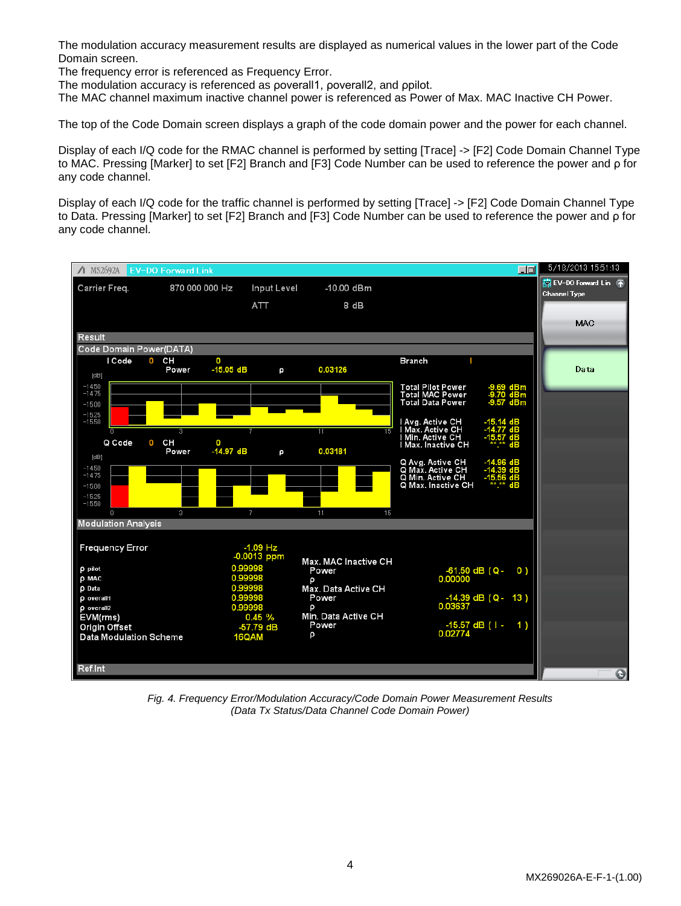The modulation accuracy measurement results are displayed as numerical values in the lower part of the Code Domain screen.
The frequency error is referenced as Frequency Error.
The modulation accuracy is referenced as ρoverall1, ρoverall2, and ρpilot.
The MAC channel maximum inactive channel power is referenced as Power of Max. MAC Inactive CH Power.

The top of the Code Domain screen displays a graph of the code domain power and the power for each channel.

Display of each I/Q code for the RMAC channel is performed by setting [Trace] -> [F2] Code Domain Channel Type to MAC. Pressing [Marker] to set [F2] Branch and [F3] Code Number can be used to reference the power and ρ for any code channel.

Display of each I/Q code for the traffic channel is performed by setting [Trace] -> [F2] Code Domain Channel Type to Data. Pressing [Marker] to set [F2] Branch and [F3] Code Number can be used to reference the power and ρ for any code channel.

*Fig. 4. Frequency Error/Modulation Accuracy/Code Domain Power Measurement Results (Data Tx Status/Data Channel Code Domain Power)*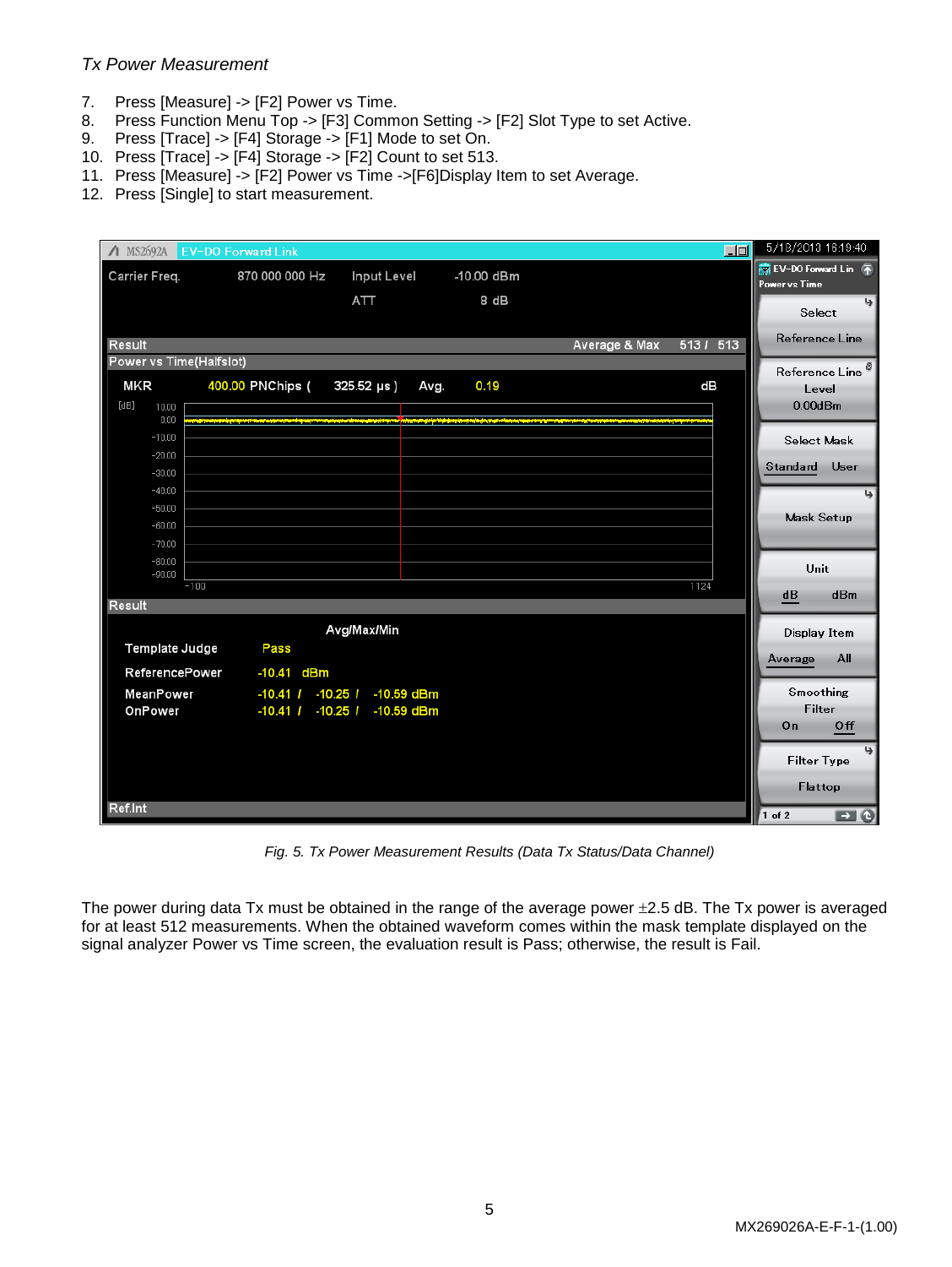*Tx Power Measurement*

7. Press [Measure] -> [F2] Power vs Time.
8. Press Function Menu Top -> [F3] Common Setting -> [F2] Slot Type to set Active.
9. Press [Trace] -> [F4] Storage -> [F1] Mode to set On.
10. Press [Trace] -> [F4] Storage -> [F2] Count to set 513.
11. Press [Measure] -> [F2] Power vs Time ->[F6]Display Item to set Average.
12. Press [Single] to start measurement.

*Fig. 5. Tx Power Measurement Results (Data Tx Status/Data Channel)*

The power during data Tx must be obtained in the range of the average power ±2.5 dB. The Tx power is averaged for at least 512 measurements. When the obtained waveform comes within the mask template displayed on the signal analyzer Power vs Time screen, the evaluation result is Pass; otherwise, the result is Fail.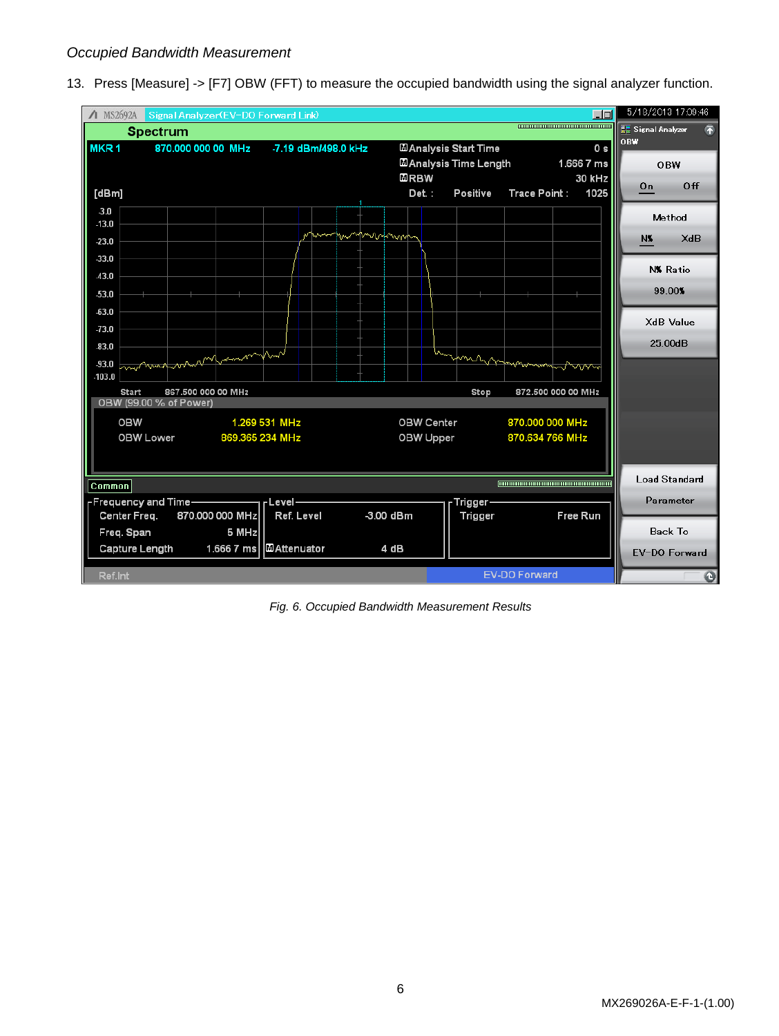*Occupied Bandwidth Measurement*

13. Press [Measure] -> [F7] OBW (FFT) to measure the occupied bandwidth using the signal analyzer function.

*Fig. 6. Occupied Bandwidth Measurement Results*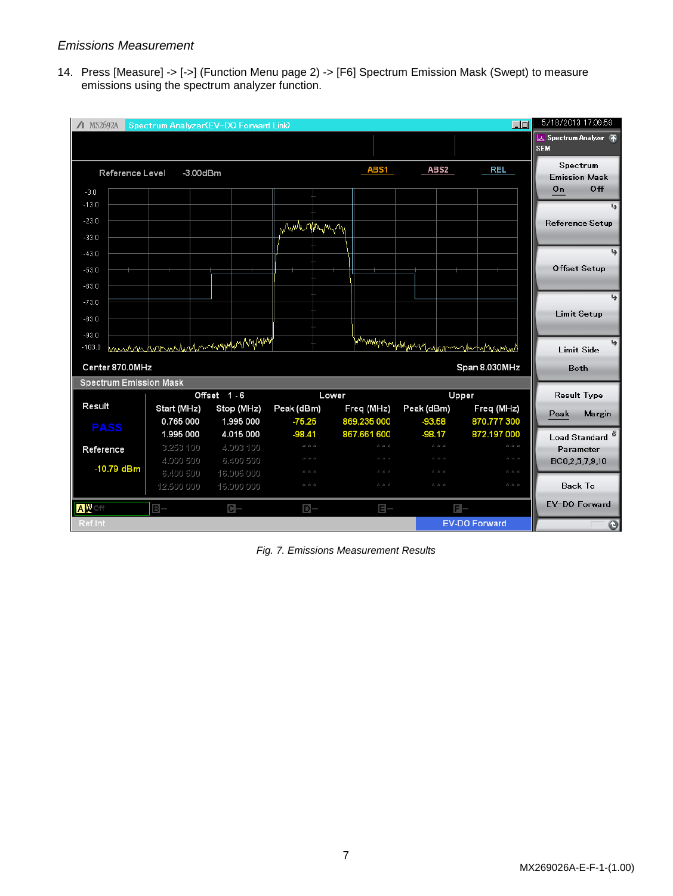*Emissions Measurement*

14. Press [Measure] -> [->] (Function Menu page 2) -> [F6] Spectrum Emission Mask (Swept) to measure emissions using the spectrum analyzer function.

*Fig. 7. Emissions Measurement Results*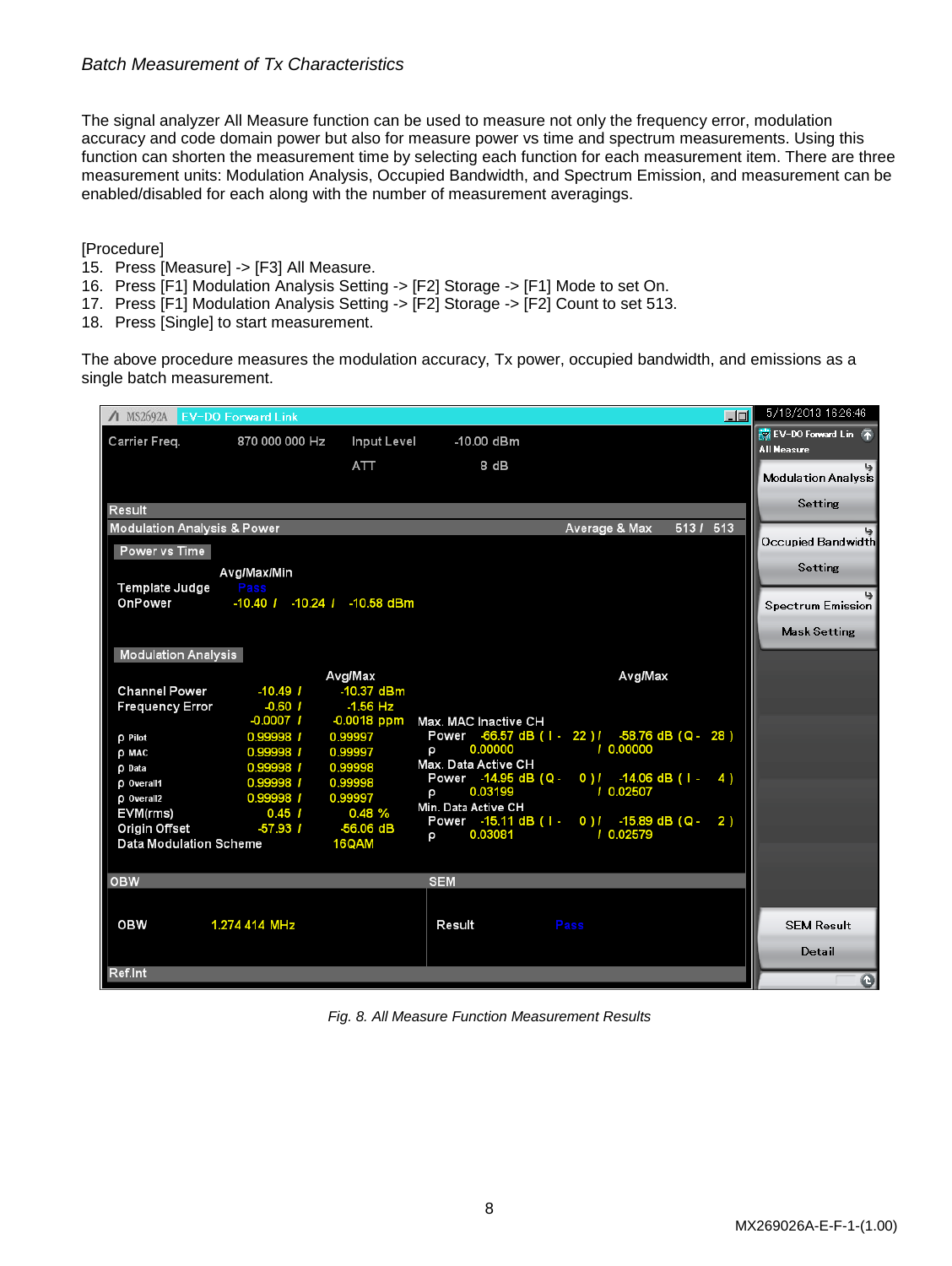*Batch Measurement of Tx Characteristics*

The signal analyzer All Measure function can be used to measure not only the frequency error, modulation accuracy and code domain power but also for measure power vs time and spectrum measurements. Using this function can shorten the measurement time by selecting each function for each measurement item. There are three measurement units: Modulation Analysis, Occupied Bandwidth, and Spectrum Emission, and measurement can be enabled/disabled for each along with the number of measurement averagings.

[Procedure]

15. Press [Measure] -> [F3] All Measure.
16. Press [F1] Modulation Analysis Setting -> [F2] Storage -> [F1] Mode to set On.
17. Press [F1] Modulation Analysis Setting -> [F2] Storage -> [F2] Count to set 513.
18. Press [Single] to start measurement.

The above procedure measures the modulation accuracy, Tx power, occupied bandwidth, and emissions as a single batch measurement.

*Fig. 8. All Measure Function Measurement Results*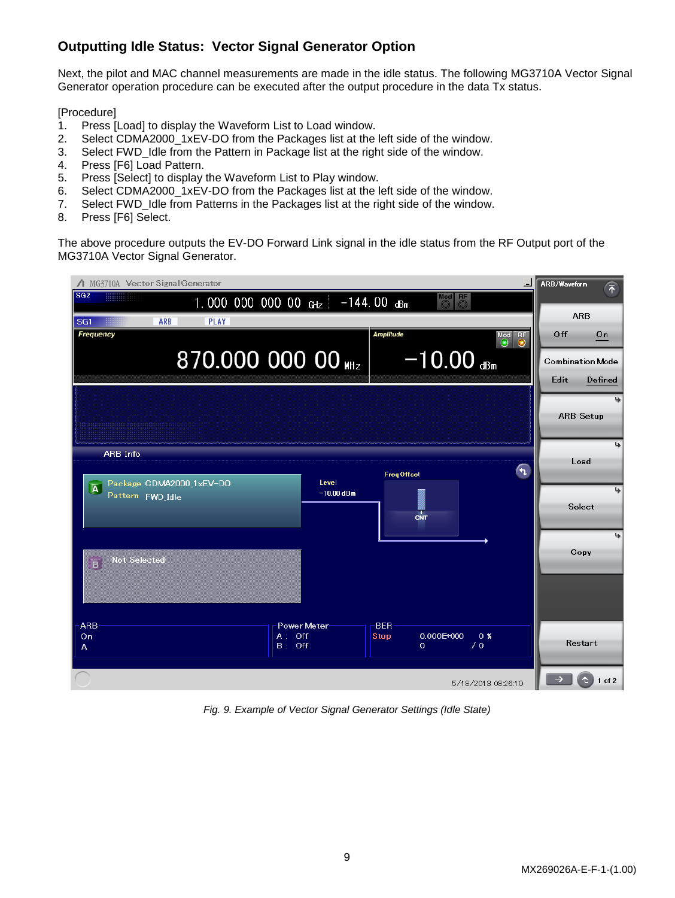## Outputting Idle Status: Vector Signal Generator Option

Next, the pilot and MAC channel measurements are made in the idle status. The following MG3710A Vector Signal Generator operation procedure can be executed after the output procedure in the data Tx status.

[Procedure]

1. Press [Load] to display the Waveform List to Load window.
2. Select CDMA2000_1xEV-DO from the Packages list at the left side of the window.
3. Select FWD_Idle from the Pattern in Package list at the right side of the window.
4. Press [F6] Load Pattern.
5. Press [Select] to display the Waveform List to Play window.
6. Select CDMA2000_1xEV-DO from the Packages list at the left side of the window.
7. Select FWD_Idle from Patterns in the Packages list at the right side of the window.
8. Press [F6] Select.

The above procedure outputs the EV-DO Forward Link signal in the idle status from the RF Output port of the MG3710A Vector Signal Generator.

*Fig. 9. Example of Vector Signal Generator Settings (Idle State)*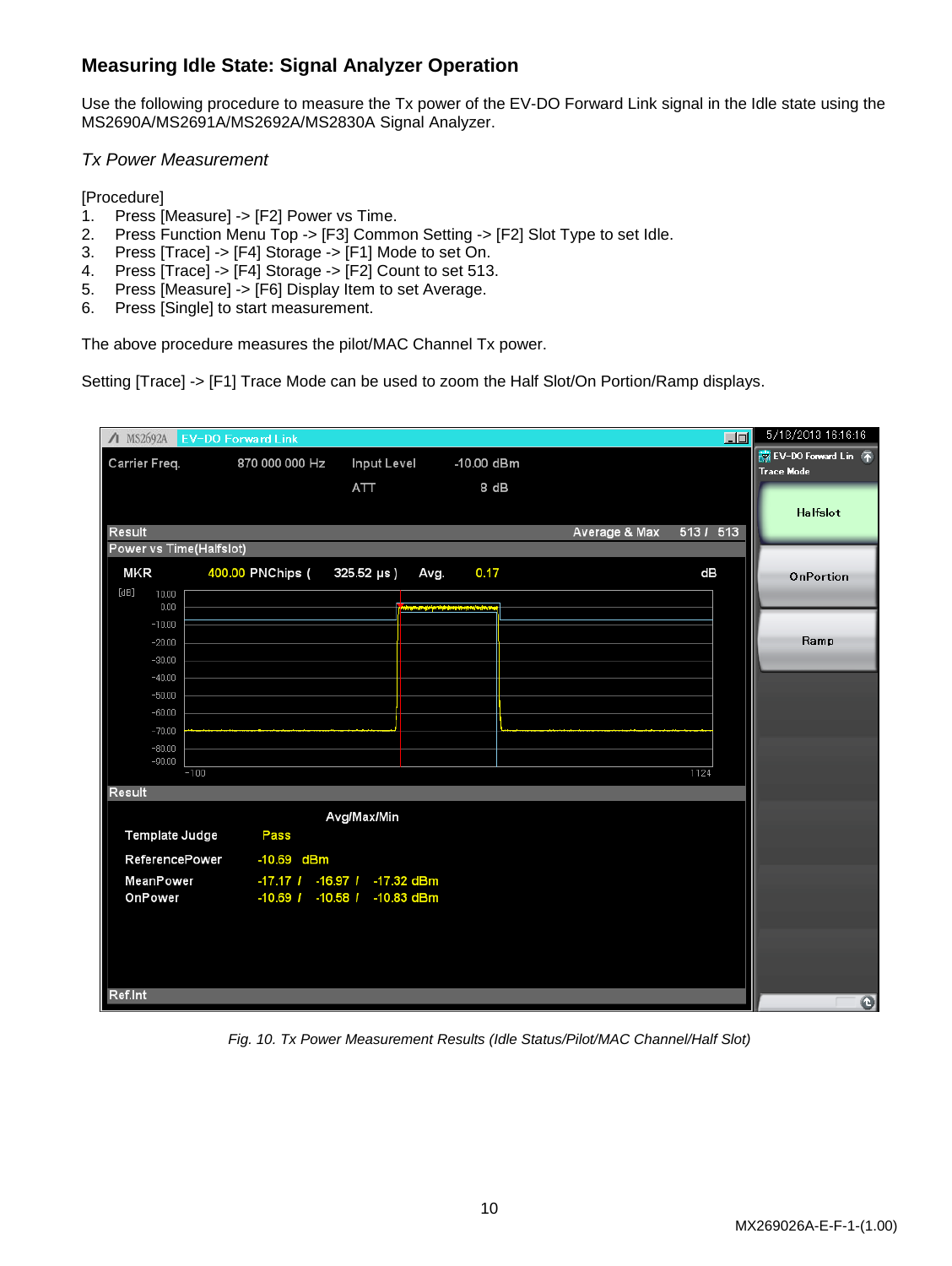## Measuring Idle State: Signal Analyzer Operation

Use the following procedure to measure the Tx power of the EV-DO Forward Link signal in the Idle state using the MS2690A/MS2691A/MS2692A/MS2830A Signal Analyzer.

*Tx Power Measurement*

[Procedure]

1. Press [Measure] -> [F2] Power vs Time.
2. Press Function Menu Top -> [F3] Common Setting -> [F2] Slot Type to set Idle.
3. Press [Trace] -> [F4] Storage -> [F1] Mode to set On.
4. Press [Trace] -> [F4] Storage -> [F2] Count to set 513.
5. Press [Measure] -> [F6] Display Item to set Average.
6. Press [Single] to start measurement.

The above procedure measures the pilot/MAC Channel Tx power.

Setting [Trace] -> [F1] Trace Mode can be used to zoom the Half Slot/On Portion/Ramp displays.

*Fig. 10. Tx Power Measurement Results (Idle Status/Pilot/MAC Channel/Half Slot)*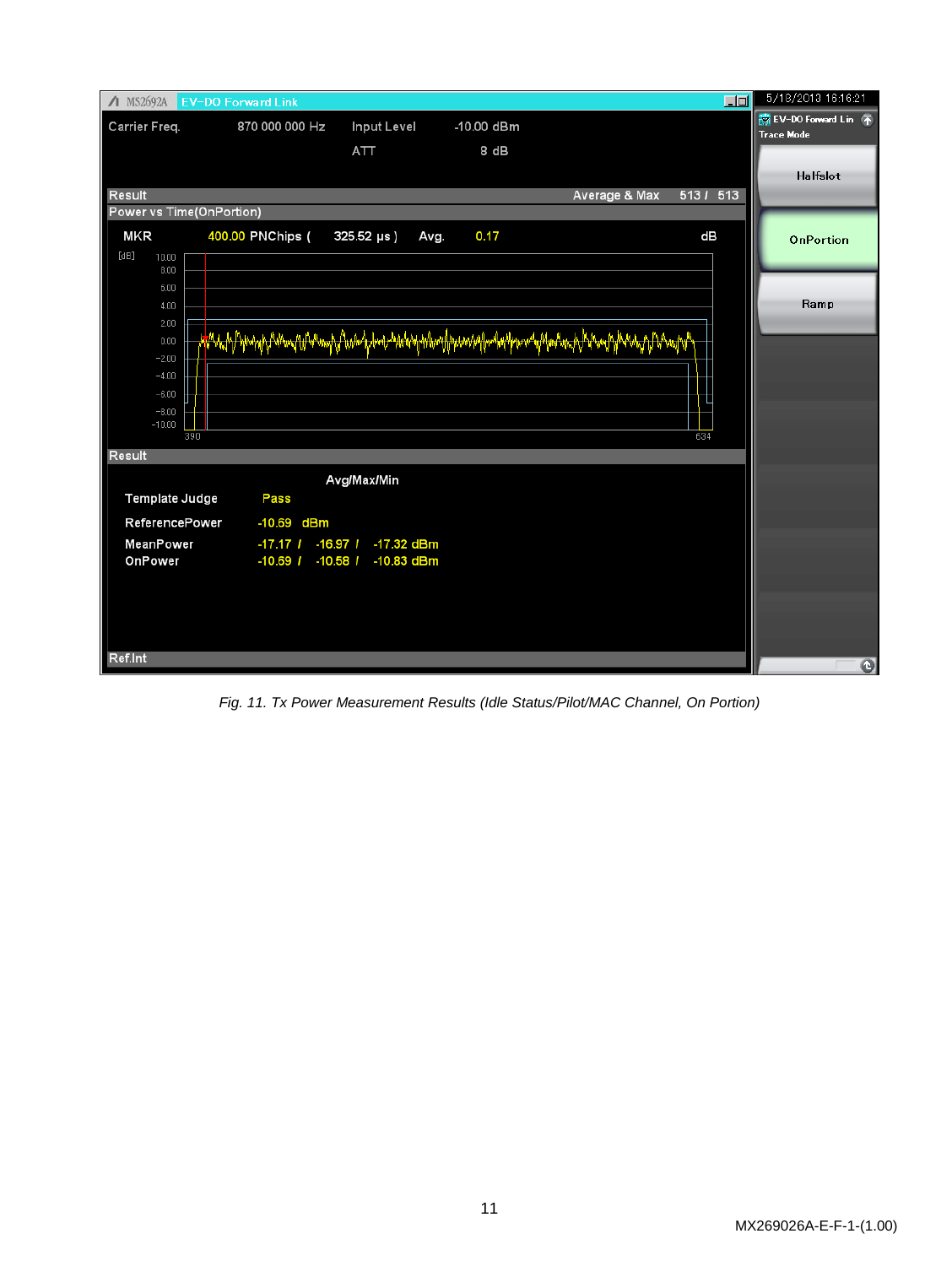*Fig. 11. Tx Power Measurement Results (Idle Status/Pilot/MAC Channel, On Portion)*

MX269026A-E-F-1-(1.00)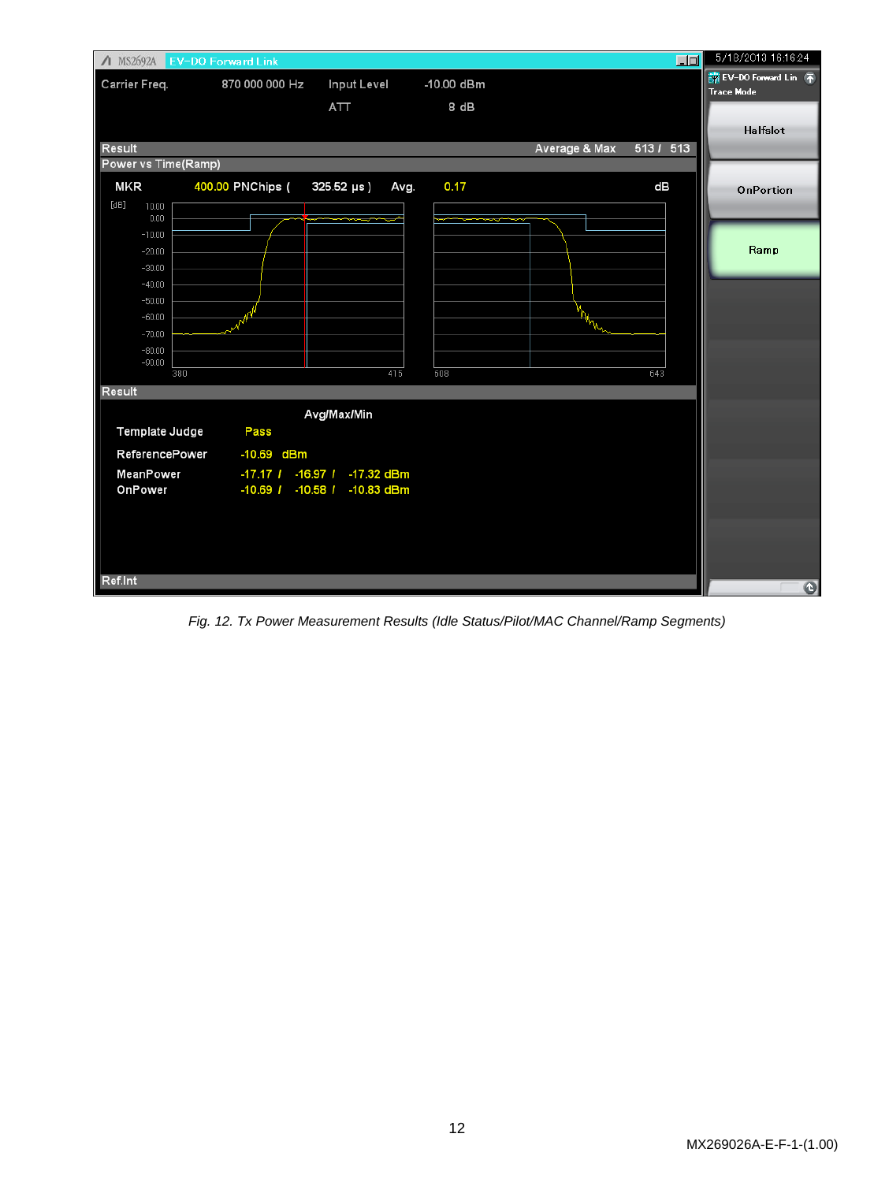MS2692A EV-DO Forward Link

5/18/2013 16:16:24

| | | | |
|---|---|---|---|
| Carrier Freq. | 870 000 000 Hz | Input Level | -10.00 dBm |
| | | ATT | 8 dB |

**Result** Average & Max 513 / 513

**Power vs Time(Ramp)**

MKR 400.00 PNChips ( 325.52 µs ) Avg. 0.17 dB

**Result**

| | Avg/Max/Min |
|---|---|
| Template Judge | Pass |
| ReferencePower | -10.69 dBm |
| MeanPower | -17.17 / -16.97 / -17.32 dBm |
| OnPower | -10.69 / -10.58 / -10.83 dBm |

Ref.Int

EV-DO Forward Lin Trace Mode: Halfslot, OnPortion, Ramp

*Fig. 12. Tx Power Measurement Results (Idle Status/Pilot/MAC Channel/Ramp Segments)*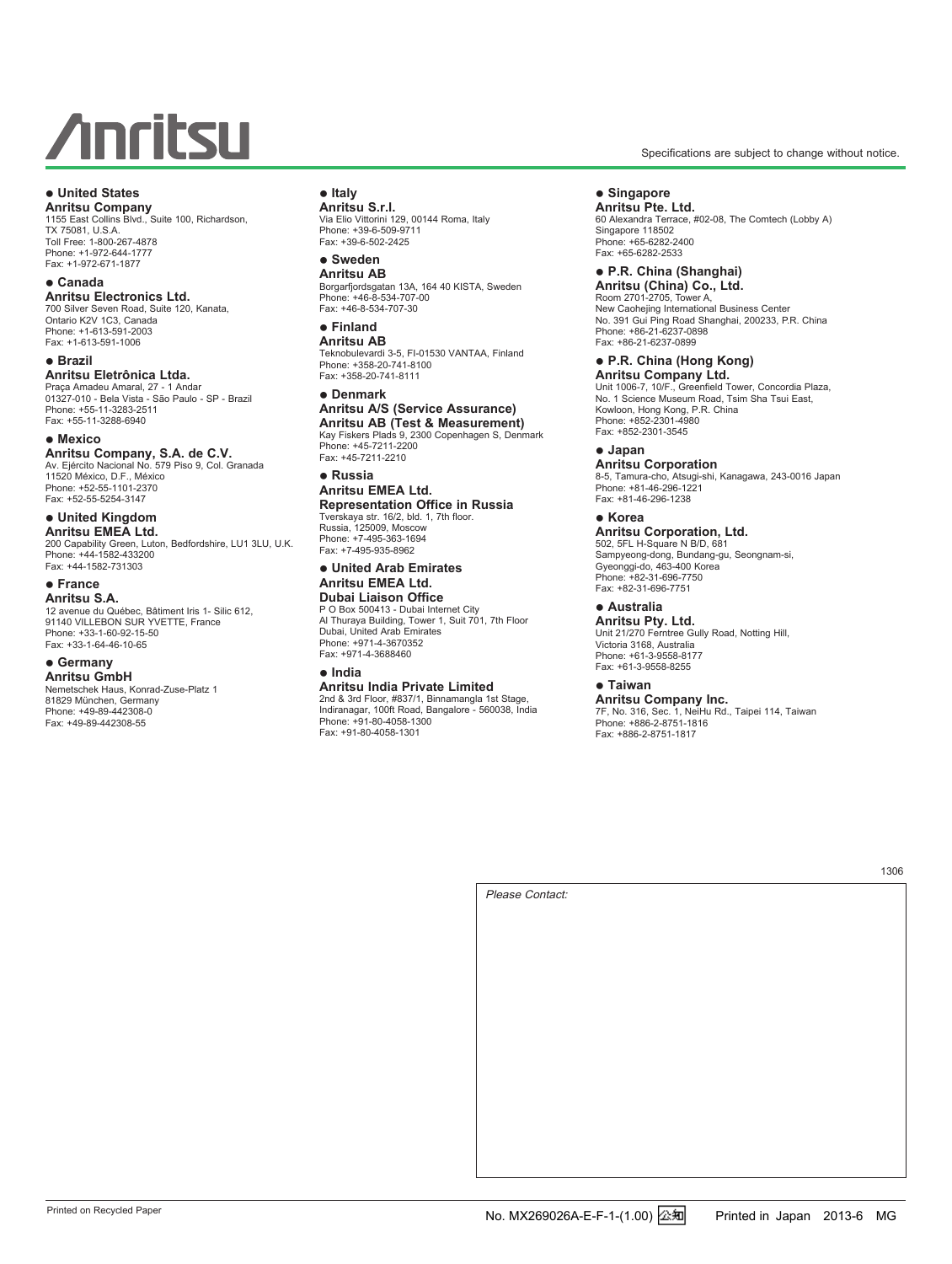# Anritsu

Specifications are subject to change without notice.

**● United States**
**Anritsu Company**
1155 East Collins Blvd., Suite 100, Richardson, TX 75081, U.S.A.
Toll Free: 1-800-267-4878
Phone: +1-972-644-1777
Fax: +1-972-671-1877

**● Canada**
**Anritsu Electronics Ltd.**
700 Silver Seven Road, Suite 120, Kanata, Ontario K2V 1C3, Canada
Phone: +1-613-591-2003
Fax: +1-613-591-1006

**● Brazil**
**Anritsu Eletrônica Ltda.**
Praça Amadeu Amaral, 27 - 1 Andar
01327-010 - Bela Vista - São Paulo - SP - Brazil
Phone: +55-11-3283-2511
Fax: +55-11-3288-6940

**● Mexico**
**Anritsu Company, S.A. de C.V.**
Av. Ejército Nacional No. 579 Piso 9, Col. Granada
11520 México, D.F., México
Phone: +52-55-1101-2370
Fax: +52-55-5254-3147

**● United Kingdom**
**Anritsu EMEA Ltd.**
200 Capability Green, Luton, Bedfordshire, LU1 3LU, U.K.
Phone: +44-1582-433200
Fax: +44-1582-731303

**● France**
**Anritsu S.A.**
12 avenue du Québec, Bâtiment Iris 1- Silic 612, 91140 VILLEBON SUR YVETTE, France
Phone: +33-1-60-92-15-50
Fax: +33-1-64-46-10-65

**● Germany**
**Anritsu GmbH**
Nemetschek Haus, Konrad-Zuse-Platz 1
81829 München, Germany
Phone: +49-89-442308-0
Fax: +49-89-442308-55

**● Italy**
**Anritsu S.r.l.**
Via Elio Vittorini 129, 00144 Roma, Italy
Phone: +39-6-509-9711
Fax: +39-6-502-2425

**● Sweden**
**Anritsu AB**
Borgarfjordsgatan 13A, 164 40 KISTA, Sweden
Phone: +46-8-534-707-00
Fax: +46-8-534-707-30

**● Finland**
**Anritsu AB**
Teknobulevardi 3-5, FI-01530 VANTAA, Finland
Phone: +358-20-741-8100
Fax: +358-20-741-8111

**● Denmark**
**Anritsu A/S (Service Assurance)**
**Anritsu AB (Test & Measurement)**
Kay Fiskers Plads 9, 2300 Copenhagen S, Denmark
Phone: +45-7211-2200
Fax: +45-7211-2210

**● Russia**
**Anritsu EMEA Ltd.**
**Representation Office in Russia**
Tverskaya str. 16/2, bld. 1, 7th floor.
Russia, 125009, Moscow
Phone: +7-495-363-1694
Fax: +7-495-935-8962

**● United Arab Emirates**
**Anritsu EMEA Ltd.**
**Dubai Liaison Office**
P O Box 500413 - Dubai Internet City
Al Thuraya Building, Tower 1, Suit 701, 7th Floor
Dubai, United Arab Emirates
Phone: +971-4-3670352
Fax: +971-4-3688460

**● India**
**Anritsu India Private Limited**
2nd & 3rd Floor, #837/1, Binnamangla 1st Stage, Indiranagar, 100ft Road, Bangalore - 560038, India
Phone: +91-80-4058-1300
Fax: +91-80-4058-1301

**● Singapore**
**Anritsu Pte. Ltd.**
60 Alexandra Terrace, #02-08, The Comtech (Lobby A)
Singapore 118502
Phone: +65-6282-2400
Fax: +65-6282-2533

**● P.R. China (Shanghai)**
**Anritsu (China) Co., Ltd.**
Room 2701-2705, Tower A,
New Caohejing International Business Center
No. 391 Gui Ping Road Shanghai, 200233, P.R. China
Phone: +86-21-6237-0898
Fax: +86-21-6237-0899

**● P.R. China (Hong Kong)**
**Anritsu Company Ltd.**
Unit 1006-7, 10/F., Greenfield Tower, Concordia Plaza,
No. 1 Science Museum Road, Tsim Sha Tsui East,
Kowloon, Hong Kong, P.R. China
Phone: +852-2301-4980
Fax: +852-2301-3545

**● Japan**
**Anritsu Corporation**
8-5, Tamura-cho, Atsugi-shi, Kanagawa, 243-0016 Japan
Phone: +81-46-296-1221
Fax: +81-46-296-1238

**● Korea**
**Anritsu Corporation, Ltd.**
502, 5FL H-Square N B/D, 681
Sampyeong-dong, Bundang-gu, Seongnam-si,
Gyeonggi-do, 463-400 Korea
Phone: +82-31-696-7750
Fax: +82-31-696-7751

**● Australia**
**Anritsu Pty. Ltd.**
Unit 21/270 Ferntree Gully Road, Notting Hill,
Victoria 3168, Australia
Phone: +61-3-9558-8177
Fax: +61-3-9558-8255

**● Taiwan**
**Anritsu Company Inc.**
7F, No. 316, Sec. 1, NeiHu Rd., Taipei 114, Taiwan
Phone: +886-2-8751-1816
Fax: +886-2-8751-1817

1306

*Please Contact:*

Printed on Recycled Paper

No. MX269026A-E-F-1-(1.00) 公知 Printed in Japan 2013-6 MG